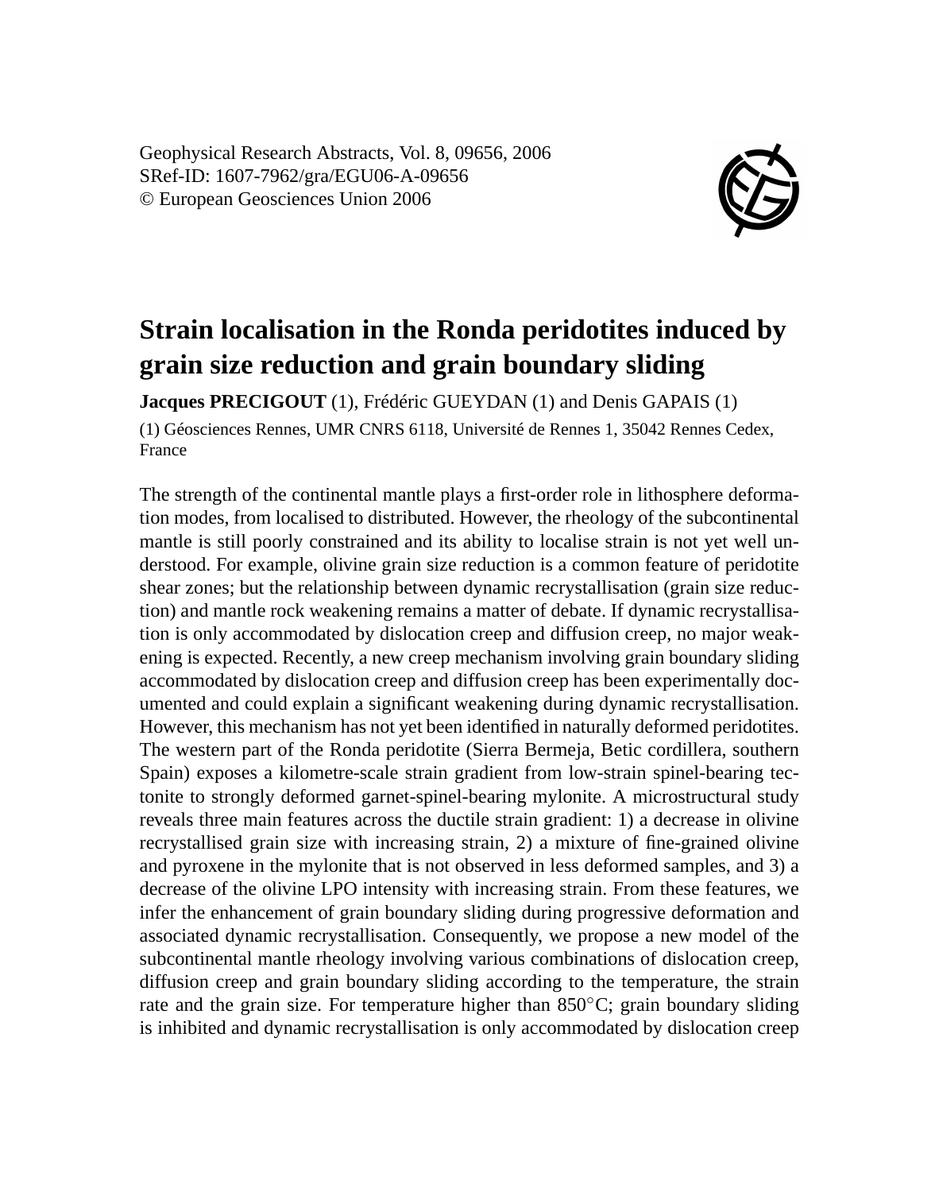Geophysical Research Abstracts, Vol. 8, 09656, 2006
SRef-ID: 1607-7962/gra/EGU06-A-09656
© European Geosciences Union 2006

# Strain localisation in the Ronda peridotites induced by grain size reduction and grain boundary sliding

**Jacques PRECIGOUT** (1), Frédéric GUEYDAN (1) and Denis GAPAIS (1)

(1) Géosciences Rennes, UMR CNRS 6118, Université de Rennes 1, 35042 Rennes Cedex, France

The strength of the continental mantle plays a first-order role in lithosphere deformation modes, from localised to distributed. However, the rheology of the subcontinental mantle is still poorly constrained and its ability to localise strain is not yet well understood. For example, olivine grain size reduction is a common feature of peridotite shear zones; but the relationship between dynamic recrystallisation (grain size reduction) and mantle rock weakening remains a matter of debate. If dynamic recrystallisation is only accommodated by dislocation creep and diffusion creep, no major weakening is expected. Recently, a new creep mechanism involving grain boundary sliding accommodated by dislocation creep and diffusion creep has been experimentally documented and could explain a significant weakening during dynamic recrystallisation. However, this mechanism has not yet been identified in naturally deformed peridotites. The western part of the Ronda peridotite (Sierra Bermeja, Betic cordillera, southern Spain) exposes a kilometre-scale strain gradient from low-strain spinel-bearing tectonite to strongly deformed garnet-spinel-bearing mylonite. A microstructural study reveals three main features across the ductile strain gradient: 1) a decrease in olivine recrystallised grain size with increasing strain, 2) a mixture of fine-grained olivine and pyroxene in the mylonite that is not observed in less deformed samples, and 3) a decrease of the olivine LPO intensity with increasing strain. From these features, we infer the enhancement of grain boundary sliding during progressive deformation and associated dynamic recrystallisation. Consequently, we propose a new model of the subcontinental mantle rheology involving various combinations of dislocation creep, diffusion creep and grain boundary sliding according to the temperature, the strain rate and the grain size. For temperature higher than 850°C; grain boundary sliding is inhibited and dynamic recrystallisation is only accommodated by dislocation creep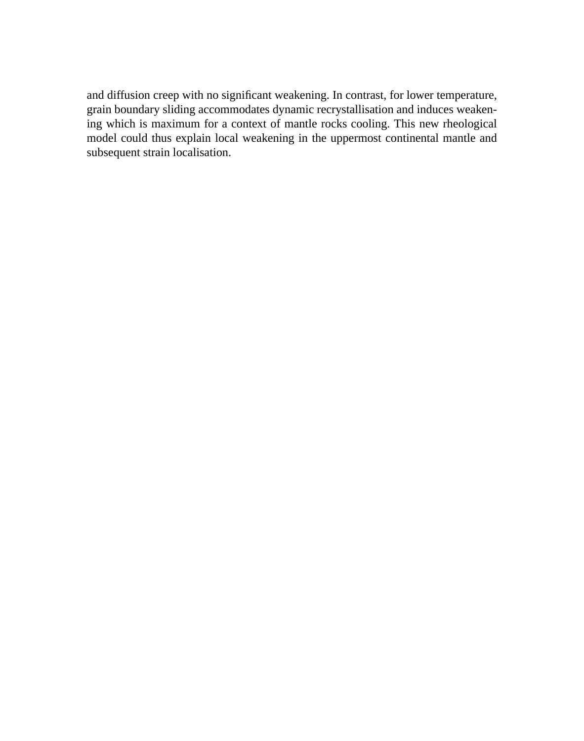and diffusion creep with no significant weakening. In contrast, for lower temperature, grain boundary sliding accommodates dynamic recrystallisation and induces weakening which is maximum for a context of mantle rocks cooling. This new rheological model could thus explain local weakening in the uppermost continental mantle and subsequent strain localisation.